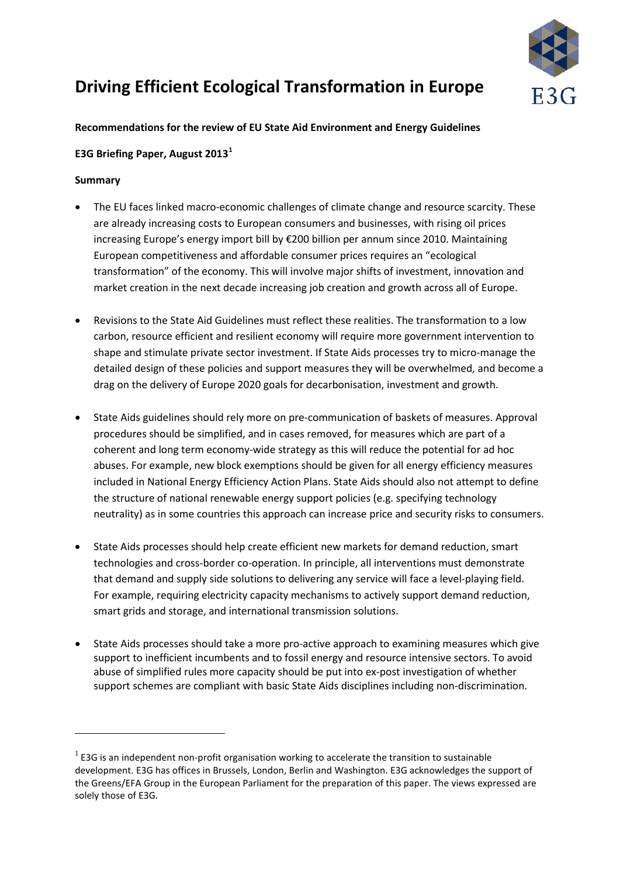# Driving Efficient Ecological Transformation in Europe

**Recommendations for the review of EU State Aid Environment and Energy Guidelines**

**E3G Briefing Paper, August 2013**[1]

**Summary**

- The EU faces linked macro-economic challenges of climate change and resource scarcity. These are already increasing costs to European consumers and businesses, with rising oil prices increasing Europe's energy import bill by €200 billion per annum since 2010. Maintaining European competitiveness and affordable consumer prices requires an "ecological transformation" of the economy. This will involve major shifts of investment, innovation and market creation in the next decade increasing job creation and growth across all of Europe.

- Revisions to the State Aid Guidelines must reflect these realities. The transformation to a low carbon, resource efficient and resilient economy will require more government intervention to shape and stimulate private sector investment. If State Aids processes try to micro-manage the detailed design of these policies and support measures they will be overwhelmed, and become a drag on the delivery of Europe 2020 goals for decarbonisation, investment and growth.

- State Aids guidelines should rely more on pre-communication of baskets of measures. Approval procedures should be simplified, and in cases removed, for measures which are part of a coherent and long term economy-wide strategy as this will reduce the potential for ad hoc abuses. For example, new block exemptions should be given for all energy efficiency measures included in National Energy Efficiency Action Plans. State Aids should also not attempt to define the structure of national renewable energy support policies (e.g. specifying technology neutrality) as in some countries this approach can increase price and security risks to consumers.

- State Aids processes should help create efficient new markets for demand reduction, smart technologies and cross-border co-operation. In principle, all interventions must demonstrate that demand and supply side solutions to delivering any service will face a level-playing field. For example, requiring electricity capacity mechanisms to actively support demand reduction, smart grids and storage, and international transmission solutions.

- State Aids processes should take a more pro-active approach to examining measures which give support to inefficient incumbents and to fossil energy and resource intensive sectors. To avoid abuse of simplified rules more capacity should be put into ex-post investigation of whether support schemes are compliant with basic State Aids disciplines including non-discrimination.

---

[1] E3G is an independent non-profit organisation working to accelerate the transition to sustainable development. E3G has offices in Brussels, London, Berlin and Washington. E3G acknowledges the support of the Greens/EFA Group in the European Parliament for the preparation of this paper. The views expressed are solely those of E3G.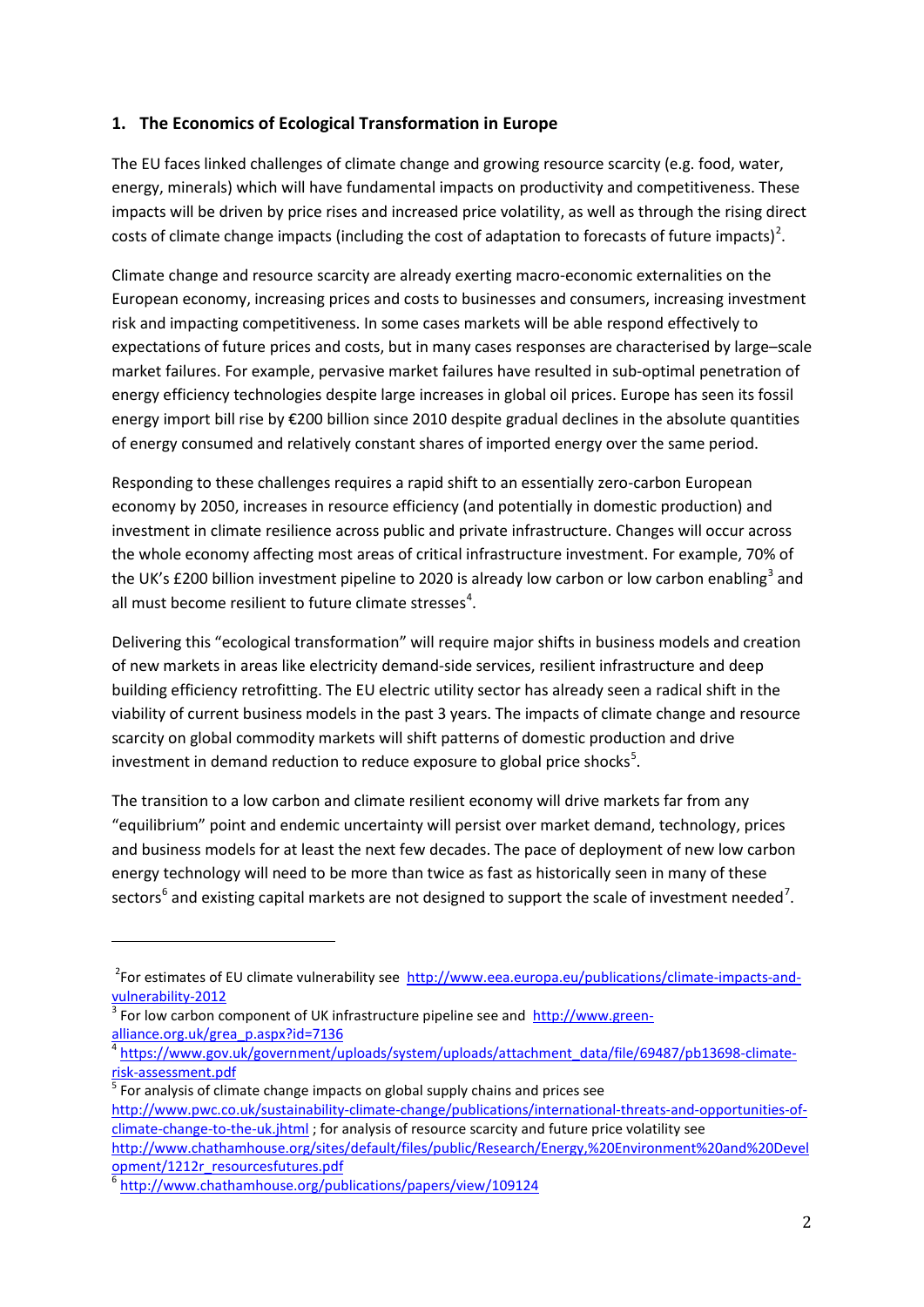## 1. The Economics of Ecological Transformation in Europe

The EU faces linked challenges of climate change and growing resource scarcity (e.g. food, water, energy, minerals) which will have fundamental impacts on productivity and competitiveness. These impacts will be driven by price rises and increased price volatility, as well as through the rising direct costs of climate change impacts (including the cost of adaptation to forecasts of future impacts)[2].

Climate change and resource scarcity are already exerting macro-economic externalities on the European economy, increasing prices and costs to businesses and consumers, increasing investment risk and impacting competitiveness. In some cases markets will be able respond effectively to expectations of future prices and costs, but in many cases responses are characterised by large–scale market failures. For example, pervasive market failures have resulted in sub-optimal penetration of energy efficiency technologies despite large increases in global oil prices. Europe has seen its fossil energy import bill rise by €200 billion since 2010 despite gradual declines in the absolute quantities of energy consumed and relatively constant shares of imported energy over the same period.

Responding to these challenges requires a rapid shift to an essentially zero-carbon European economy by 2050, increases in resource efficiency (and potentially in domestic production) and investment in climate resilience across public and private infrastructure. Changes will occur across the whole economy affecting most areas of critical infrastructure investment. For example, 70% of the UK's £200 billion investment pipeline to 2020 is already low carbon or low carbon enabling[3] and all must become resilient to future climate stresses[4].

Delivering this "ecological transformation" will require major shifts in business models and creation of new markets in areas like electricity demand-side services, resilient infrastructure and deep building efficiency retrofitting. The EU electric utility sector has already seen a radical shift in the viability of current business models in the past 3 years. The impacts of climate change and resource scarcity on global commodity markets will shift patterns of domestic production and drive investment in demand reduction to reduce exposure to global price shocks[5].

The transition to a low carbon and climate resilient economy will drive markets far from any "equilibrium" point and endemic uncertainty will persist over market demand, technology, prices and business models for at least the next few decades. The pace of deployment of new low carbon energy technology will need to be more than twice as fast as historically seen in many of these sectors[6] and existing capital markets are not designed to support the scale of investment needed[7].

---

[2] For estimates of EU climate vulnerability see http://www.eea.europa.eu/publications/climate-impacts-and-vulnerability-2012

[3] For low carbon component of UK infrastructure pipeline see and http://www.green-alliance.org.uk/grea_p.aspx?id=7136

[4] https://www.gov.uk/government/uploads/system/uploads/attachment_data/file/69487/pb13698-climate-risk-assessment.pdf

[5] For analysis of climate change impacts on global supply chains and prices see http://www.pwc.co.uk/sustainability-climate-change/publications/international-threats-and-opportunities-of-climate-change-to-the-uk.jhtml ; for analysis of resource scarcity and future price volatility see http://www.chathamhouse.org/sites/default/files/public/Research/Energy,%20Environment%20and%20Development/1212r_resourcesfutures.pdf

[6] http://www.chathamhouse.org/publications/papers/view/109124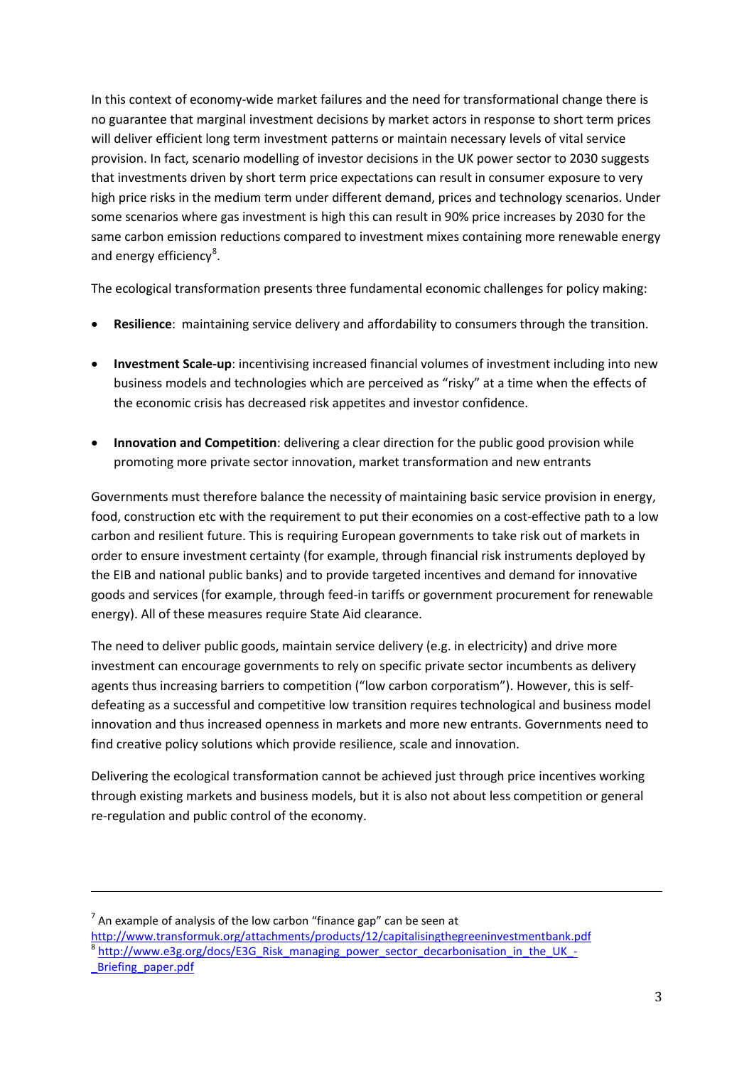In this context of economy-wide market failures and the need for transformational change there is no guarantee that marginal investment decisions by market actors in response to short term prices will deliver efficient long term investment patterns or maintain necessary levels of vital service provision. In fact, scenario modelling of investor decisions in the UK power sector to 2030 suggests that investments driven by short term price expectations can result in consumer exposure to very high price risks in the medium term under different demand, prices and technology scenarios. Under some scenarios where gas investment is high this can result in 90% price increases by 2030 for the same carbon emission reductions compared to investment mixes containing more renewable energy and energy efficiency[8].

The ecological transformation presents three fundamental economic challenges for policy making:

- **Resilience**: maintaining service delivery and affordability to consumers through the transition.
- **Investment Scale-up**: incentivising increased financial volumes of investment including into new business models and technologies which are perceived as "risky" at a time when the effects of the economic crisis has decreased risk appetites and investor confidence.
- **Innovation and Competition**: delivering a clear direction for the public good provision while promoting more private sector innovation, market transformation and new entrants

Governments must therefore balance the necessity of maintaining basic service provision in energy, food, construction etc with the requirement to put their economies on a cost-effective path to a low carbon and resilient future. This is requiring European governments to take risk out of markets in order to ensure investment certainty (for example, through financial risk instruments deployed by the EIB and national public banks) and to provide targeted incentives and demand for innovative goods and services (for example, through feed-in tariffs or government procurement for renewable energy). All of these measures require State Aid clearance.

The need to deliver public goods, maintain service delivery (e.g. in electricity) and drive more investment can encourage governments to rely on specific private sector incumbents as delivery agents thus increasing barriers to competition ("low carbon corporatism"). However, this is self-defeating as a successful and competitive low transition requires technological and business model innovation and thus increased openness in markets and more new entrants. Governments need to find creative policy solutions which provide resilience, scale and innovation.

Delivering the ecological transformation cannot be achieved just through price incentives working through existing markets and business models, but it is also not about less competition or general re-regulation and public control of the economy.

---

[7] An example of analysis of the low carbon "finance gap" can be seen at http://www.transformuk.org/attachments/products/12/capitalisingthegreeninvestmentbank.pdf

[8] http://www.e3g.org/docs/E3G_Risk_managing_power_sector_decarbonisation_in_the_UK_-_Briefing_paper.pdf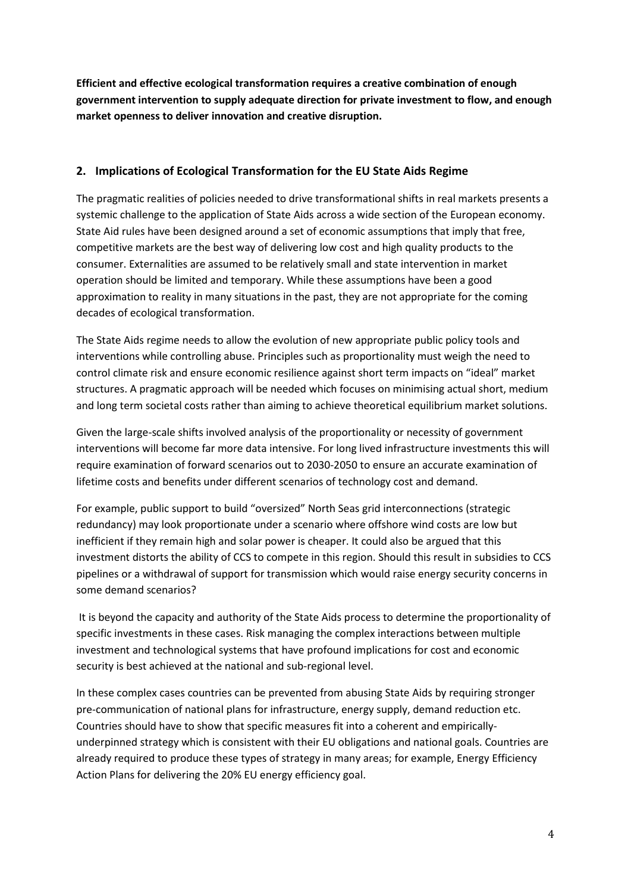**Efficient and effective ecological transformation requires a creative combination of enough government intervention to supply adequate direction for private investment to flow, and enough market openness to deliver innovation and creative disruption.**

## 2. Implications of Ecological Transformation for the EU State Aids Regime

The pragmatic realities of policies needed to drive transformational shifts in real markets presents a systemic challenge to the application of State Aids across a wide section of the European economy. State Aid rules have been designed around a set of economic assumptions that imply that free, competitive markets are the best way of delivering low cost and high quality products to the consumer. Externalities are assumed to be relatively small and state intervention in market operation should be limited and temporary. While these assumptions have been a good approximation to reality in many situations in the past, they are not appropriate for the coming decades of ecological transformation.

The State Aids regime needs to allow the evolution of new appropriate public policy tools and interventions while controlling abuse. Principles such as proportionality must weigh the need to control climate risk and ensure economic resilience against short term impacts on "ideal" market structures. A pragmatic approach will be needed which focuses on minimising actual short, medium and long term societal costs rather than aiming to achieve theoretical equilibrium market solutions.

Given the large-scale shifts involved analysis of the proportionality or necessity of government interventions will become far more data intensive. For long lived infrastructure investments this will require examination of forward scenarios out to 2030-2050 to ensure an accurate examination of lifetime costs and benefits under different scenarios of technology cost and demand.

For example, public support to build "oversized" North Seas grid interconnections (strategic redundancy) may look proportionate under a scenario where offshore wind costs are low but inefficient if they remain high and solar power is cheaper. It could also be argued that this investment distorts the ability of CCS to compete in this region. Should this result in subsidies to CCS pipelines or a withdrawal of support for transmission which would raise energy security concerns in some demand scenarios?

It is beyond the capacity and authority of the State Aids process to determine the proportionality of specific investments in these cases. Risk managing the complex interactions between multiple investment and technological systems that have profound implications for cost and economic security is best achieved at the national and sub-regional level.

In these complex cases countries can be prevented from abusing State Aids by requiring stronger pre-communication of national plans for infrastructure, energy supply, demand reduction etc. Countries should have to show that specific measures fit into a coherent and empirically-underpinned strategy which is consistent with their EU obligations and national goals. Countries are already required to produce these types of strategy in many areas; for example, Energy Efficiency Action Plans for delivering the 20% EU energy efficiency goal.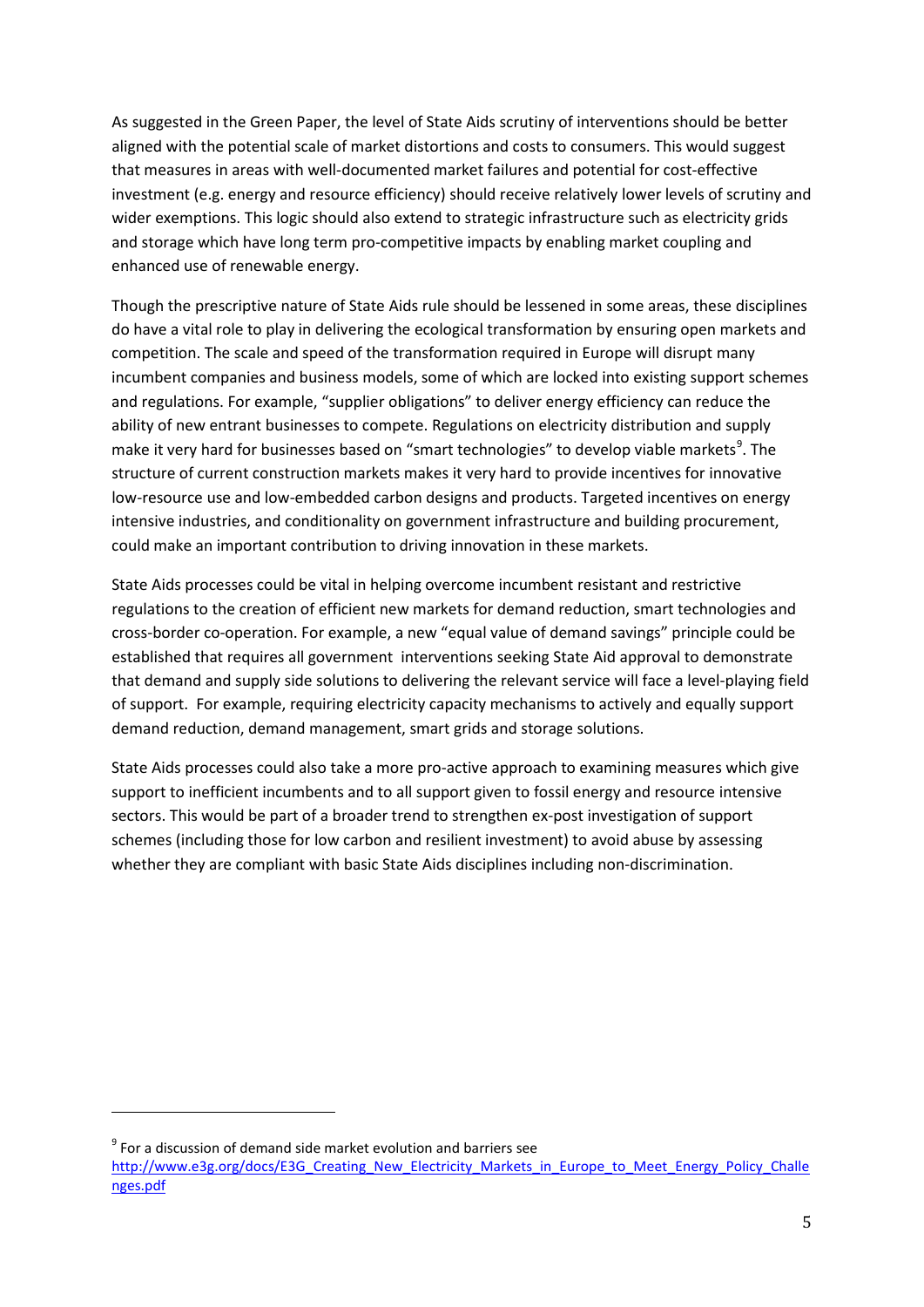As suggested in the Green Paper, the level of State Aids scrutiny of interventions should be better aligned with the potential scale of market distortions and costs to consumers. This would suggest that measures in areas with well-documented market failures and potential for cost-effective investment (e.g. energy and resource efficiency) should receive relatively lower levels of scrutiny and wider exemptions. This logic should also extend to strategic infrastructure such as electricity grids and storage which have long term pro-competitive impacts by enabling market coupling and enhanced use of renewable energy.

Though the prescriptive nature of State Aids rule should be lessened in some areas, these disciplines do have a vital role to play in delivering the ecological transformation by ensuring open markets and competition. The scale and speed of the transformation required in Europe will disrupt many incumbent companies and business models, some of which are locked into existing support schemes and regulations. For example, "supplier obligations" to deliver energy efficiency can reduce the ability of new entrant businesses to compete. Regulations on electricity distribution and supply make it very hard for businesses based on "smart technologies" to develop viable markets[9]. The structure of current construction markets makes it very hard to provide incentives for innovative low-resource use and low-embedded carbon designs and products. Targeted incentives on energy intensive industries, and conditionality on government infrastructure and building procurement, could make an important contribution to driving innovation in these markets.

State Aids processes could be vital in helping overcome incumbent resistant and restrictive regulations to the creation of efficient new markets for demand reduction, smart technologies and cross-border co-operation. For example, a new "equal value of demand savings" principle could be established that requires all government interventions seeking State Aid approval to demonstrate that demand and supply side solutions to delivering the relevant service will face a level-playing field of support. For example, requiring electricity capacity mechanisms to actively and equally support demand reduction, demand management, smart grids and storage solutions.

State Aids processes could also take a more pro-active approach to examining measures which give support to inefficient incumbents and to all support given to fossil energy and resource intensive sectors. This would be part of a broader trend to strengthen ex-post investigation of support schemes (including those for low carbon and resilient investment) to avoid abuse by assessing whether they are compliant with basic State Aids disciplines including non-discrimination.

---

[9] For a discussion of demand side market evolution and barriers see http://www.e3g.org/docs/E3G_Creating_New_Electricity_Markets_in_Europe_to_Meet_Energy_Policy_Challenges.pdf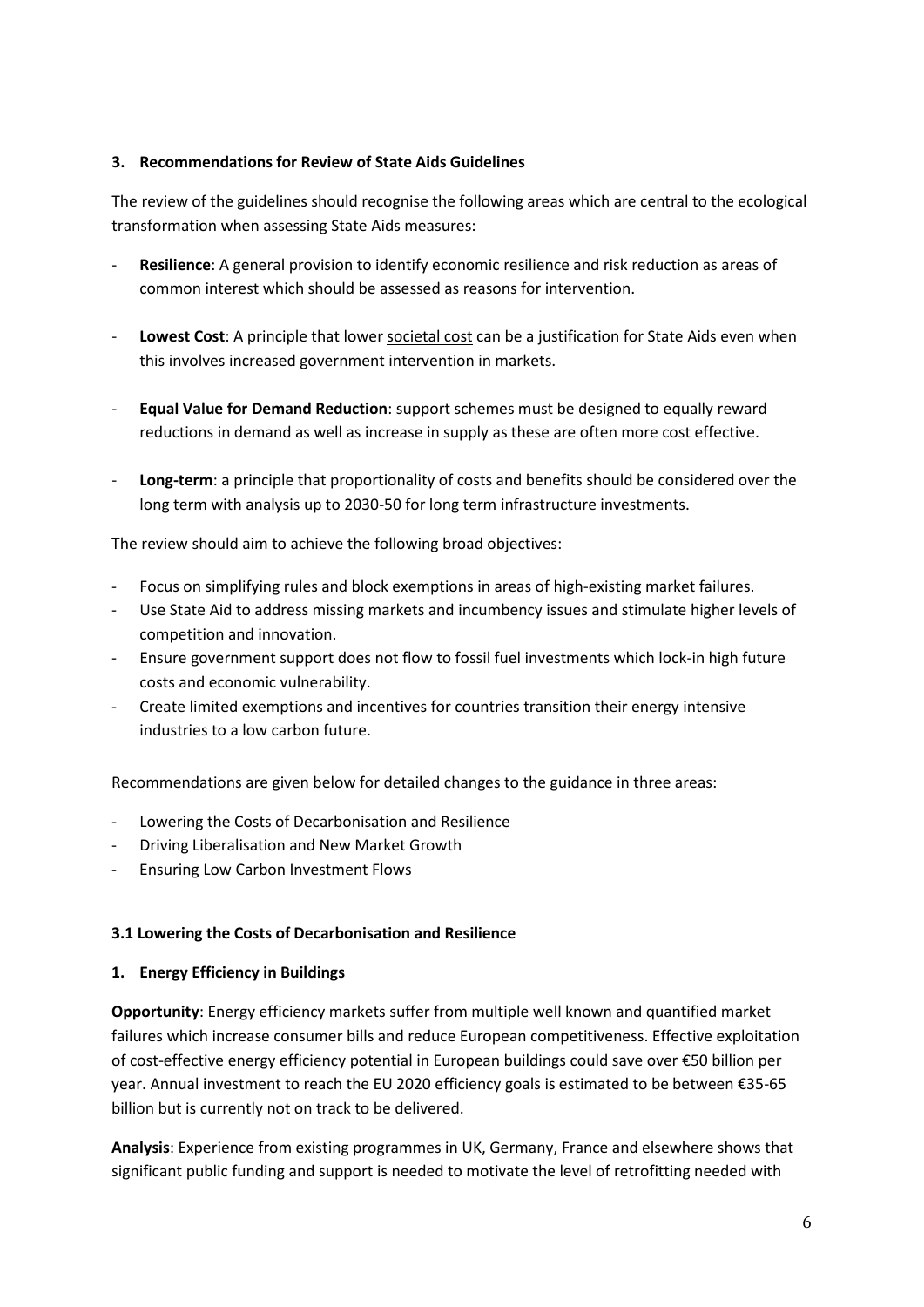### 3. Recommendations for Review of State Aids Guidelines

The review of the guidelines should recognise the following areas which are central to the ecological transformation when assessing State Aids measures:

- **Resilience**: A general provision to identify economic resilience and risk reduction as areas of common interest which should be assessed as reasons for intervention.
- **Lowest Cost**: A principle that lower societal cost can be a justification for State Aids even when this involves increased government intervention in markets.
- **Equal Value for Demand Reduction**: support schemes must be designed to equally reward reductions in demand as well as increase in supply as these are often more cost effective.
- **Long-term**: a principle that proportionality of costs and benefits should be considered over the long term with analysis up to 2030-50 for long term infrastructure investments.

The review should aim to achieve the following broad objectives:

- Focus on simplifying rules and block exemptions in areas of high-existing market failures.
- Use State Aid to address missing markets and incumbency issues and stimulate higher levels of competition and innovation.
- Ensure government support does not flow to fossil fuel investments which lock-in high future costs and economic vulnerability.
- Create limited exemptions and incentives for countries transition their energy intensive industries to a low carbon future.

Recommendations are given below for detailed changes to the guidance in three areas:

- Lowering the Costs of Decarbonisation and Resilience
- Driving Liberalisation and New Market Growth
- Ensuring Low Carbon Investment Flows

#### 3.1 Lowering the Costs of Decarbonisation and Resilience

**1. Energy Efficiency in Buildings**

**Opportunity**: Energy efficiency markets suffer from multiple well known and quantified market failures which increase consumer bills and reduce European competitiveness. Effective exploitation of cost-effective energy efficiency potential in European buildings could save over €50 billion per year. Annual investment to reach the EU 2020 efficiency goals is estimated to be between €35-65 billion but is currently not on track to be delivered.

**Analysis**: Experience from existing programmes in UK, Germany, France and elsewhere shows that significant public funding and support is needed to motivate the level of retrofitting needed with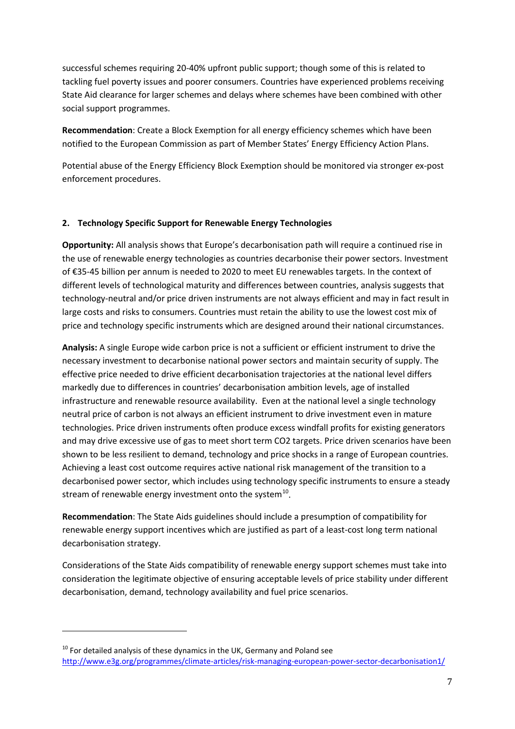successful schemes requiring 20-40% upfront public support; though some of this is related to tackling fuel poverty issues and poorer consumers. Countries have experienced problems receiving State Aid clearance for larger schemes and delays where schemes have been combined with other social support programmes.

**Recommendation**: Create a Block Exemption for all energy efficiency schemes which have been notified to the European Commission as part of Member States' Energy Efficiency Action Plans.

Potential abuse of the Energy Efficiency Block Exemption should be monitored via stronger ex-post enforcement procedures.

## 2. Technology Specific Support for Renewable Energy Technologies

**Opportunity:** All analysis shows that Europe's decarbonisation path will require a continued rise in the use of renewable energy technologies as countries decarbonise their power sectors. Investment of €35-45 billion per annum is needed to 2020 to meet EU renewables targets. In the context of different levels of technological maturity and differences between countries, analysis suggests that technology-neutral and/or price driven instruments are not always efficient and may in fact result in large costs and risks to consumers. Countries must retain the ability to use the lowest cost mix of price and technology specific instruments which are designed around their national circumstances.

**Analysis:** A single Europe wide carbon price is not a sufficient or efficient instrument to drive the necessary investment to decarbonise national power sectors and maintain security of supply. The effective price needed to drive efficient decarbonisation trajectories at the national level differs markedly due to differences in countries' decarbonisation ambition levels, age of installed infrastructure and renewable resource availability. Even at the national level a single technology neutral price of carbon is not always an efficient instrument to drive investment even in mature technologies. Price driven instruments often produce excess windfall profits for existing generators and may drive excessive use of gas to meet short term $CO_2$ targets. Price driven scenarios have been shown to be less resilient to demand, technology and price shocks in a range of European countries. Achieving a least cost outcome requires active national risk management of the transition to a decarbonised power sector, which includes using technology specific instruments to ensure a steady stream of renewable energy investment onto the system[10].

**Recommendation**: The State Aids guidelines should include a presumption of compatibility for renewable energy support incentives which are justified as part of a least-cost long term national decarbonisation strategy.

Considerations of the State Aids compatibility of renewable energy support schemes must take into consideration the legitimate objective of ensuring acceptable levels of price stability under different decarbonisation, demand, technology availability and fuel price scenarios.

---

[10] For detailed analysis of these dynamics in the UK, Germany and Poland see http://www.e3g.org/programmes/climate-articles/risk-managing-european-power-sector-decarbonisation1/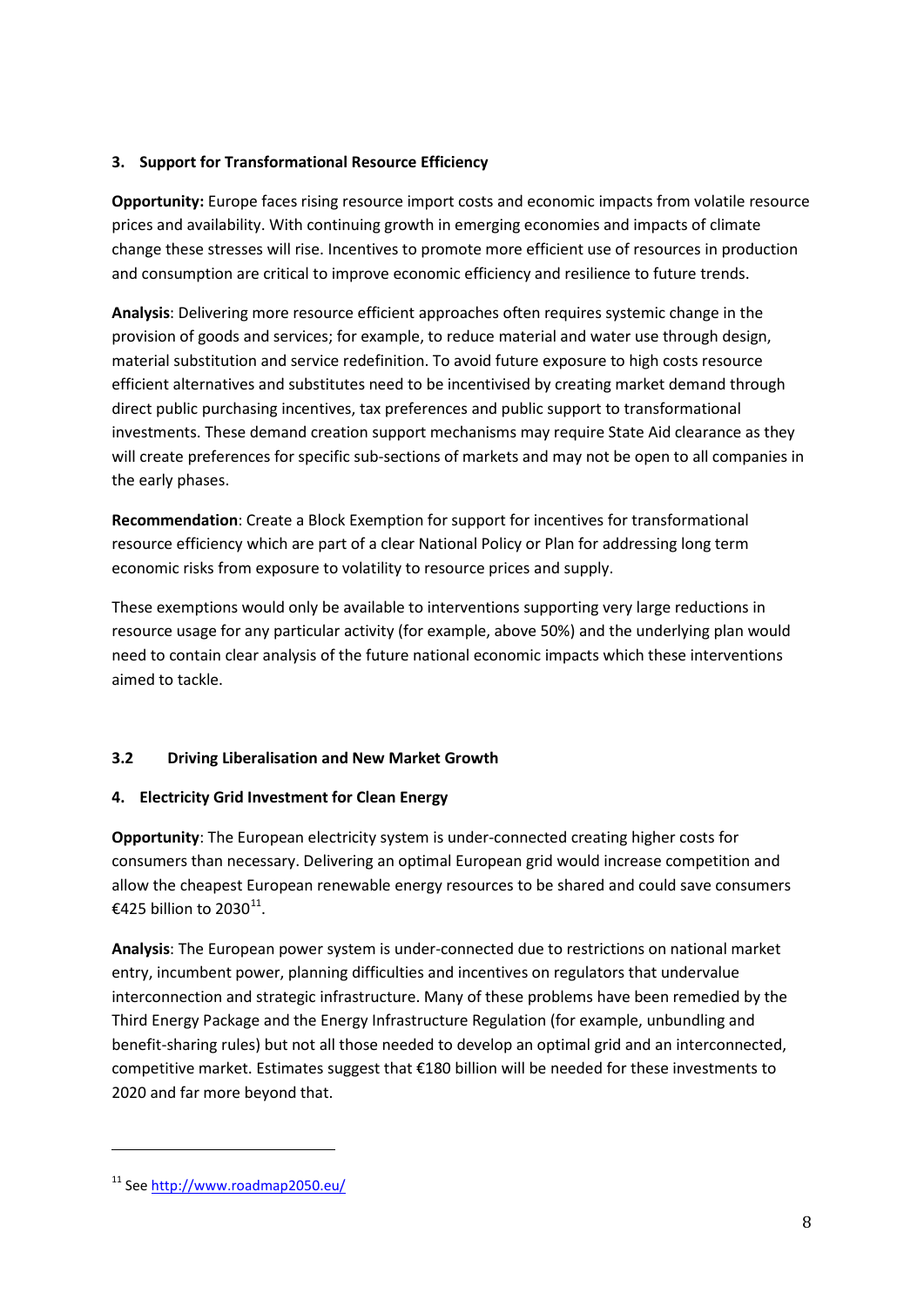### 3. Support for Transformational Resource Efficiency

**Opportunity:** Europe faces rising resource import costs and economic impacts from volatile resource prices and availability. With continuing growth in emerging economies and impacts of climate change these stresses will rise. Incentives to promote more efficient use of resources in production and consumption are critical to improve economic efficiency and resilience to future trends.

**Analysis**: Delivering more resource efficient approaches often requires systemic change in the provision of goods and services; for example, to reduce material and water use through design, material substitution and service redefinition. To avoid future exposure to high costs resource efficient alternatives and substitutes need to be incentivised by creating market demand through direct public purchasing incentives, tax preferences and public support to transformational investments. These demand creation support mechanisms may require State Aid clearance as they will create preferences for specific sub-sections of markets and may not be open to all companies in the early phases.

**Recommendation**: Create a Block Exemption for support for incentives for transformational resource efficiency which are part of a clear National Policy or Plan for addressing long term economic risks from exposure to volatility to resource prices and supply.

These exemptions would only be available to interventions supporting very large reductions in resource usage for any particular activity (for example, above 50%) and the underlying plan would need to contain clear analysis of the future national economic impacts which these interventions aimed to tackle.

## 3.2 Driving Liberalisation and New Market Growth

### 4. Electricity Grid Investment for Clean Energy

**Opportunity**: The European electricity system is under-connected creating higher costs for consumers than necessary. Delivering an optimal European grid would increase competition and allow the cheapest European renewable energy resources to be shared and could save consumers €425 billion to 2030[11].

**Analysis**: The European power system is under-connected due to restrictions on national market entry, incumbent power, planning difficulties and incentives on regulators that undervalue interconnection and strategic infrastructure. Many of these problems have been remedied by the Third Energy Package and the Energy Infrastructure Regulation (for example, unbundling and benefit-sharing rules) but not all those needed to develop an optimal grid and an interconnected, competitive market. Estimates suggest that €180 billion will be needed for these investments to 2020 and far more beyond that.

---

[11] See http://www.roadmap2050.eu/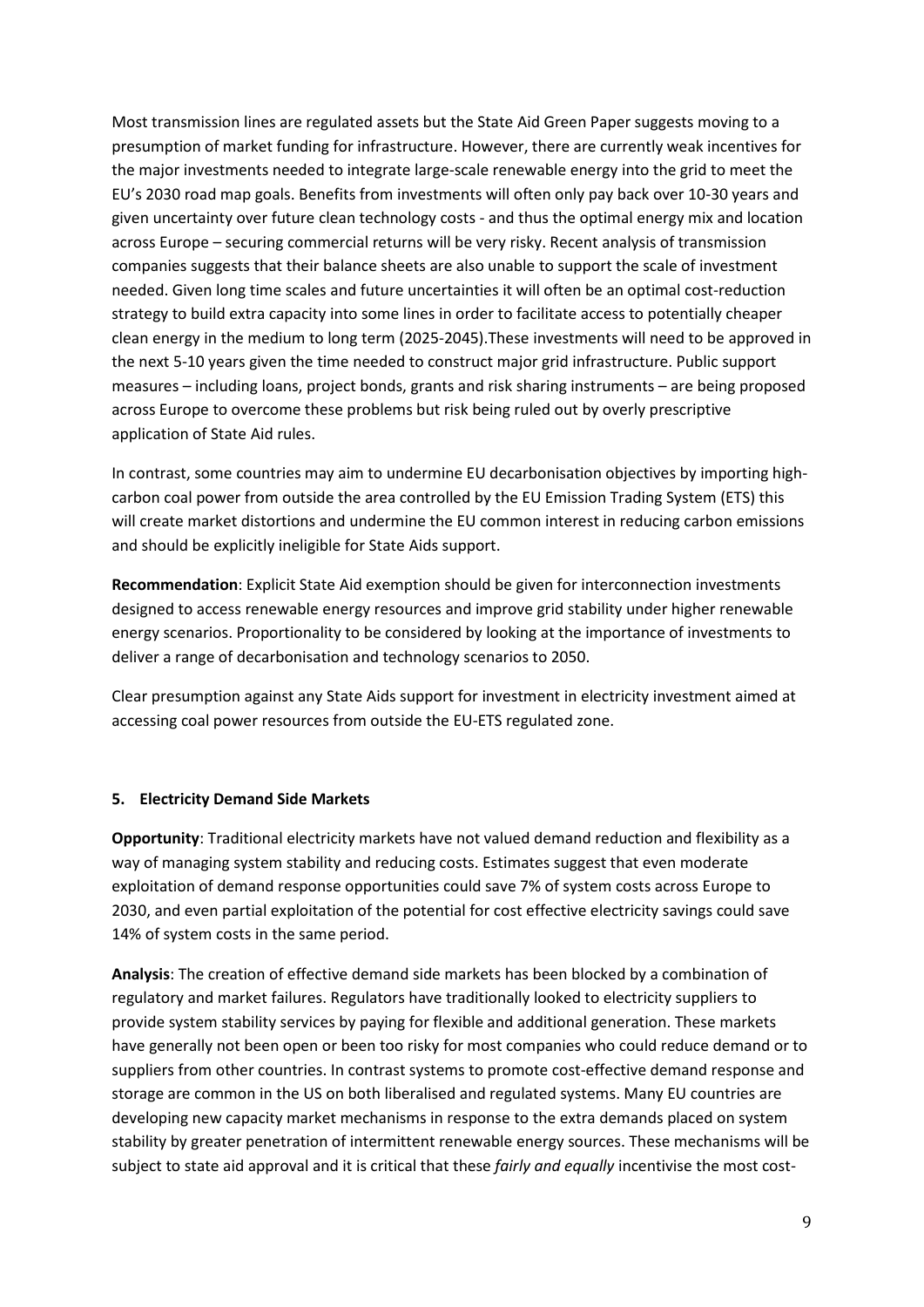Most transmission lines are regulated assets but the State Aid Green Paper suggests moving to a presumption of market funding for infrastructure. However, there are currently weak incentives for the major investments needed to integrate large-scale renewable energy into the grid to meet the EU's 2030 road map goals. Benefits from investments will often only pay back over 10-30 years and given uncertainty over future clean technology costs - and thus the optimal energy mix and location across Europe – securing commercial returns will be very risky. Recent analysis of transmission companies suggests that their balance sheets are also unable to support the scale of investment needed. Given long time scales and future uncertainties it will often be an optimal cost-reduction strategy to build extra capacity into some lines in order to facilitate access to potentially cheaper clean energy in the medium to long term (2025-2045).These investments will need to be approved in the next 5-10 years given the time needed to construct major grid infrastructure. Public support measures – including loans, project bonds, grants and risk sharing instruments – are being proposed across Europe to overcome these problems but risk being ruled out by overly prescriptive application of State Aid rules.

In contrast, some countries may aim to undermine EU decarbonisation objectives by importing high-carbon coal power from outside the area controlled by the EU Emission Trading System (ETS) this will create market distortions and undermine the EU common interest in reducing carbon emissions and should be explicitly ineligible for State Aids support.

**Recommendation**: Explicit State Aid exemption should be given for interconnection investments designed to access renewable energy resources and improve grid stability under higher renewable energy scenarios. Proportionality to be considered by looking at the importance of investments to deliver a range of decarbonisation and technology scenarios to 2050.

Clear presumption against any State Aids support for investment in electricity investment aimed at accessing coal power resources from outside the EU-ETS regulated zone.

## 5. Electricity Demand Side Markets

**Opportunity**: Traditional electricity markets have not valued demand reduction and flexibility as a way of managing system stability and reducing costs. Estimates suggest that even moderate exploitation of demand response opportunities could save 7% of system costs across Europe to 2030, and even partial exploitation of the potential for cost effective electricity savings could save 14% of system costs in the same period.

**Analysis**: The creation of effective demand side markets has been blocked by a combination of regulatory and market failures. Regulators have traditionally looked to electricity suppliers to provide system stability services by paying for flexible and additional generation. These markets have generally not been open or been too risky for most companies who could reduce demand or to suppliers from other countries. In contrast systems to promote cost-effective demand response and storage are common in the US on both liberalised and regulated systems. Many EU countries are developing new capacity market mechanisms in response to the extra demands placed on system stability by greater penetration of intermittent renewable energy sources. These mechanisms will be subject to state aid approval and it is critical that these *fairly and equally* incentivise the most cost-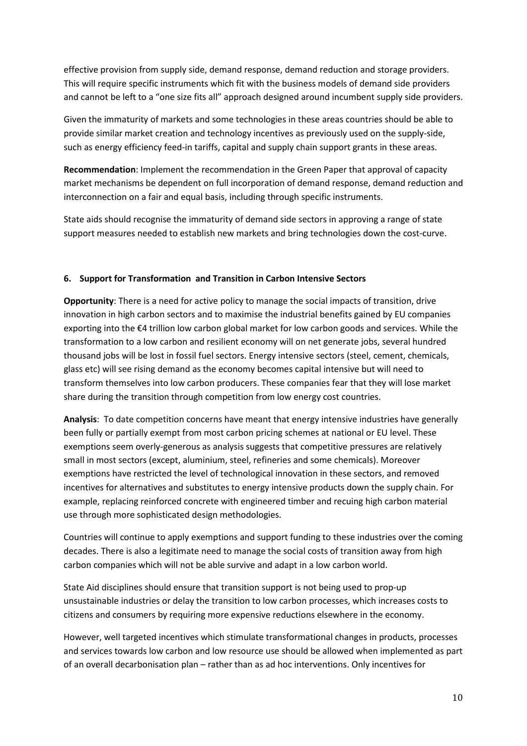effective provision from supply side, demand response, demand reduction and storage providers. This will require specific instruments which fit with the business models of demand side providers and cannot be left to a "one size fits all" approach designed around incumbent supply side providers.

Given the immaturity of markets and some technologies in these areas countries should be able to provide similar market creation and technology incentives as previously used on the supply-side, such as energy efficiency feed-in tariffs, capital and supply chain support grants in these areas.

**Recommendation**: Implement the recommendation in the Green Paper that approval of capacity market mechanisms be dependent on full incorporation of demand response, demand reduction and interconnection on a fair and equal basis, including through specific instruments.

State aids should recognise the immaturity of demand side sectors in approving a range of state support measures needed to establish new markets and bring technologies down the cost-curve.

## 6. Support for Transformation and Transition in Carbon Intensive Sectors

**Opportunity**: There is a need for active policy to manage the social impacts of transition, drive innovation in high carbon sectors and to maximise the industrial benefits gained by EU companies exporting into the €4 trillion low carbon global market for low carbon goods and services. While the transformation to a low carbon and resilient economy will on net generate jobs, several hundred thousand jobs will be lost in fossil fuel sectors. Energy intensive sectors (steel, cement, chemicals, glass etc) will see rising demand as the economy becomes capital intensive but will need to transform themselves into low carbon producers. These companies fear that they will lose market share during the transition through competition from low energy cost countries.

**Analysis**: To date competition concerns have meant that energy intensive industries have generally been fully or partially exempt from most carbon pricing schemes at national or EU level. These exemptions seem overly-generous as analysis suggests that competitive pressures are relatively small in most sectors (except, aluminium, steel, refineries and some chemicals). Moreover exemptions have restricted the level of technological innovation in these sectors, and removed incentives for alternatives and substitutes to energy intensive products down the supply chain. For example, replacing reinforced concrete with engineered timber and recuing high carbon material use through more sophisticated design methodologies.

Countries will continue to apply exemptions and support funding to these industries over the coming decades. There is also a legitimate need to manage the social costs of transition away from high carbon companies which will not be able survive and adapt in a low carbon world.

State Aid disciplines should ensure that transition support is not being used to prop-up unsustainable industries or delay the transition to low carbon processes, which increases costs to citizens and consumers by requiring more expensive reductions elsewhere in the economy.

However, well targeted incentives which stimulate transformational changes in products, processes and services towards low carbon and low resource use should be allowed when implemented as part of an overall decarbonisation plan – rather than as ad hoc interventions. Only incentives for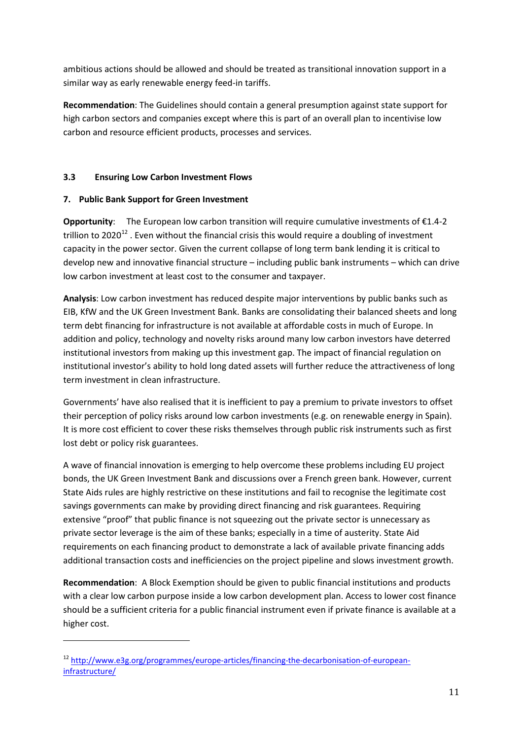ambitious actions should be allowed and should be treated as transitional innovation support in a similar way as early renewable energy feed-in tariffs.

**Recommendation**: The Guidelines should contain a general presumption against state support for high carbon sectors and companies except where this is part of an overall plan to incentivise low carbon and resource efficient products, processes and services.

### 3.3 Ensuring Low Carbon Investment Flows

#### 7. Public Bank Support for Green Investment

**Opportunity**: The European low carbon transition will require cumulative investments of €1.4-2 trillion to 2020[12] . Even without the financial crisis this would require a doubling of investment capacity in the power sector. Given the current collapse of long term bank lending it is critical to develop new and innovative financial structure – including public bank instruments – which can drive low carbon investment at least cost to the consumer and taxpayer.

**Analysis**: Low carbon investment has reduced despite major interventions by public banks such as EIB, KfW and the UK Green Investment Bank. Banks are consolidating their balanced sheets and long term debt financing for infrastructure is not available at affordable costs in much of Europe. In addition and policy, technology and novelty risks around many low carbon investors have deterred institutional investors from making up this investment gap. The impact of financial regulation on institutional investor's ability to hold long dated assets will further reduce the attractiveness of long term investment in clean infrastructure.

Governments' have also realised that it is inefficient to pay a premium to private investors to offset their perception of policy risks around low carbon investments (e.g. on renewable energy in Spain). It is more cost efficient to cover these risks themselves through public risk instruments such as first lost debt or policy risk guarantees.

A wave of financial innovation is emerging to help overcome these problems including EU project bonds, the UK Green Investment Bank and discussions over a French green bank. However, current State Aids rules are highly restrictive on these institutions and fail to recognise the legitimate cost savings governments can make by providing direct financing and risk guarantees. Requiring extensive "proof" that public finance is not squeezing out the private sector is unnecessary as private sector leverage is the aim of these banks; especially in a time of austerity. State Aid requirements on each financing product to demonstrate a lack of available private financing adds additional transaction costs and inefficiencies on the project pipeline and slows investment growth.

**Recommendation**: A Block Exemption should be given to public financial institutions and products with a clear low carbon purpose inside a low carbon development plan. Access to lower cost finance should be a sufficient criteria for a public financial instrument even if private finance is available at a higher cost.

---

[12] http://www.e3g.org/programmes/europe-articles/financing-the-decarbonisation-of-european-infrastructure/